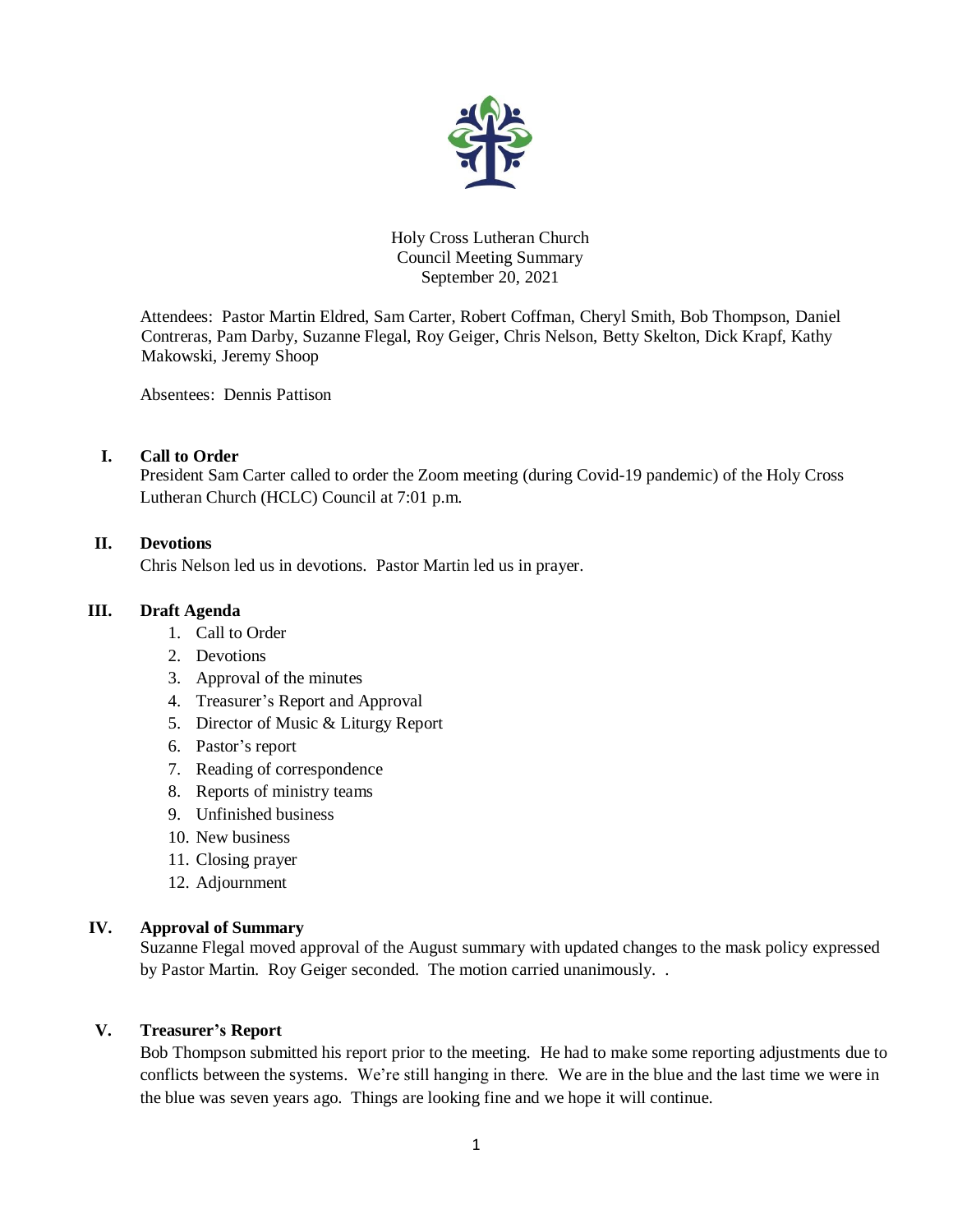Holy Cross Lutheran Church
Council Meeting Summary
September 20, 2021

Attendees: Pastor Martin Eldred, Sam Carter, Robert Coffman, Cheryl Smith, Bob Thompson, Daniel Contreras, Pam Darby, Suzanne Flegal, Roy Geiger, Chris Nelson, Betty Skelton, Dick Krapf, Kathy Makowski, Jeremy Shoop

Absentees: Dennis Pattison

## I. Call to Order

President Sam Carter called to order the Zoom meeting (during Covid-19 pandemic) of the Holy Cross Lutheran Church (HCLC) Council at 7:01 p.m.

## II. Devotions

Chris Nelson led us in devotions. Pastor Martin led us in prayer.

## III. Draft Agenda

1. Call to Order
2. Devotions
3. Approval of the minutes
4. Treasurer's Report and Approval
5. Director of Music & Liturgy Report
6. Pastor's report
7. Reading of correspondence
8. Reports of ministry teams
9. Unfinished business
10. New business
11. Closing prayer
12. Adjournment

## IV. Approval of Summary

Suzanne Flegal moved approval of the August summary with updated changes to the mask policy expressed by Pastor Martin. Roy Geiger seconded. The motion carried unanimously. .

## V. Treasurer's Report

Bob Thompson submitted his report prior to the meeting. He had to make some reporting adjustments due to conflicts between the systems. We're still hanging in there. We are in the blue and the last time we were in the blue was seven years ago. Things are looking fine and we hope it will continue.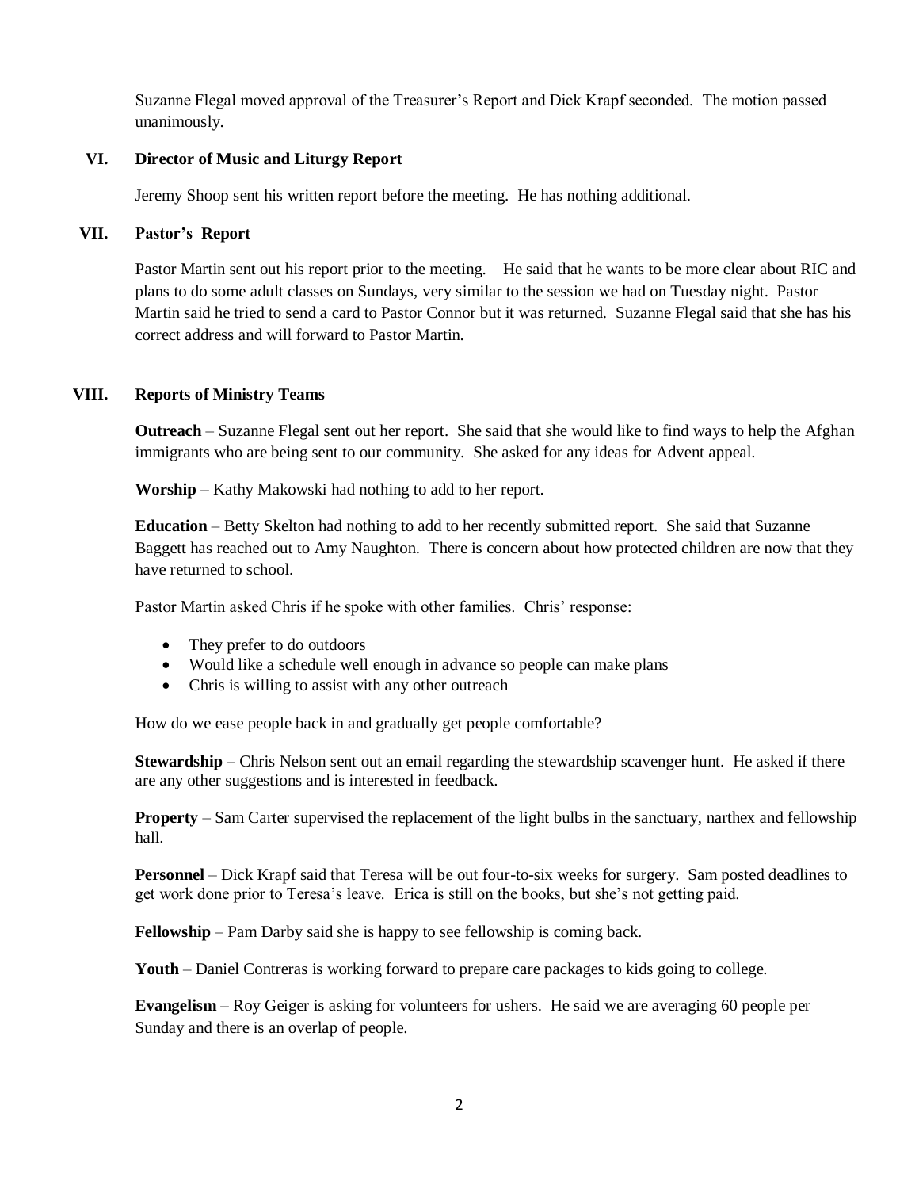Suzanne Flegal moved approval of the Treasurer's Report and Dick Krapf seconded. The motion passed unanimously.

## VI. Director of Music and Liturgy Report

Jeremy Shoop sent his written report before the meeting. He has nothing additional.

## VII. Pastor's Report

Pastor Martin sent out his report prior to the meeting. He said that he wants to be more clear about RIC and plans to do some adult classes on Sundays, very similar to the session we had on Tuesday night. Pastor Martin said he tried to send a card to Pastor Connor but it was returned. Suzanne Flegal said that she has his correct address and will forward to Pastor Martin.

## VIII. Reports of Ministry Teams

**Outreach** – Suzanne Flegal sent out her report. She said that she would like to find ways to help the Afghan immigrants who are being sent to our community. She asked for any ideas for Advent appeal.

**Worship** – Kathy Makowski had nothing to add to her report.

**Education** – Betty Skelton had nothing to add to her recently submitted report. She said that Suzanne Baggett has reached out to Amy Naughton. There is concern about how protected children are now that they have returned to school.

Pastor Martin asked Chris if he spoke with other families. Chris' response:

- They prefer to do outdoors
- Would like a schedule well enough in advance so people can make plans
- Chris is willing to assist with any other outreach

How do we ease people back in and gradually get people comfortable?

**Stewardship** – Chris Nelson sent out an email regarding the stewardship scavenger hunt. He asked if there are any other suggestions and is interested in feedback.

**Property** – Sam Carter supervised the replacement of the light bulbs in the sanctuary, narthex and fellowship hall.

**Personnel** – Dick Krapf said that Teresa will be out four-to-six weeks for surgery. Sam posted deadlines to get work done prior to Teresa's leave. Erica is still on the books, but she's not getting paid.

**Fellowship** – Pam Darby said she is happy to see fellowship is coming back.

**Youth** – Daniel Contreras is working forward to prepare care packages to kids going to college.

**Evangelism** – Roy Geiger is asking for volunteers for ushers. He said we are averaging 60 people per Sunday and there is an overlap of people.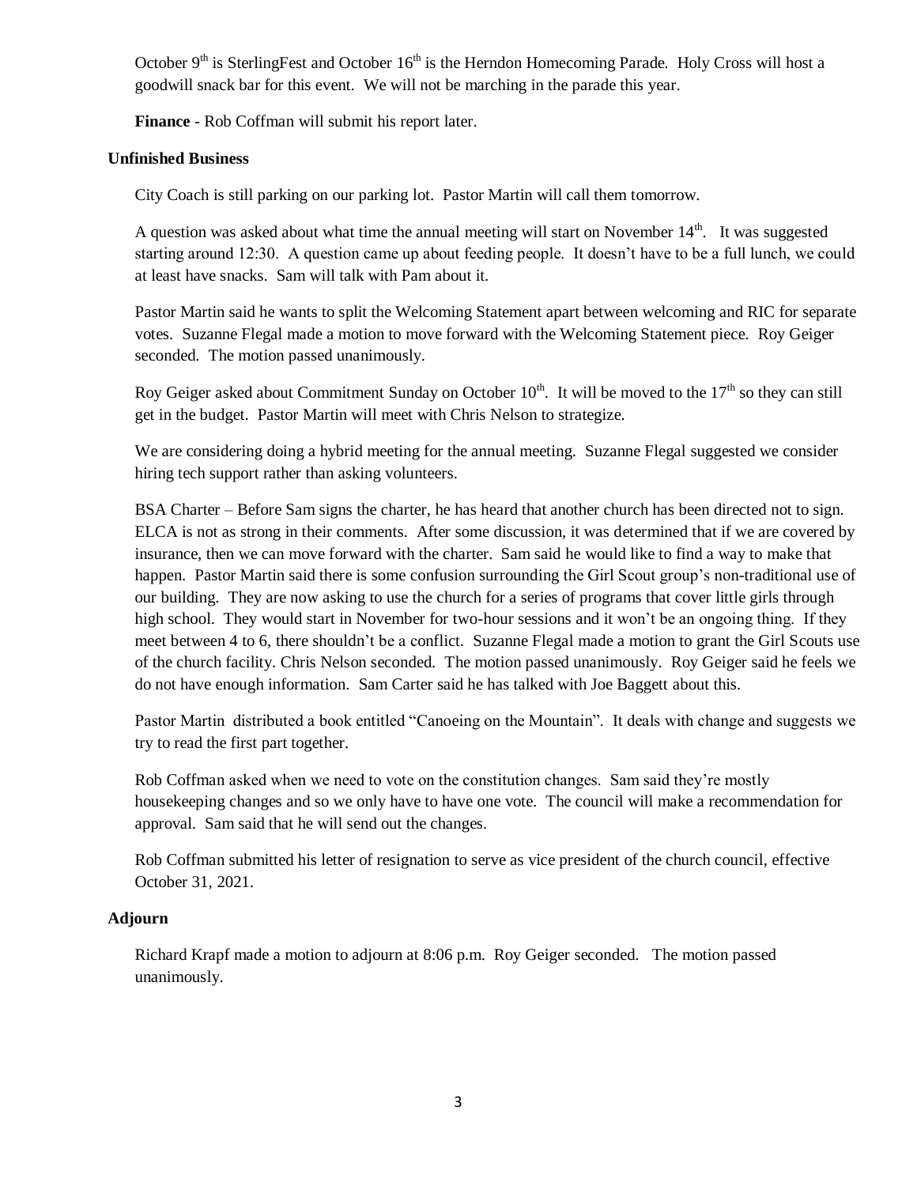October 9th is SterlingFest and October 16th is the Herndon Homecoming Parade. Holy Cross will host a goodwill snack bar for this event. We will not be marching in the parade this year.

**Finance** - Rob Coffman will submit his report later.

**Unfinished Business**

City Coach is still parking on our parking lot. Pastor Martin will call them tomorrow.

A question was asked about what time the annual meeting will start on November 14th. It was suggested starting around 12:30. A question came up about feeding people. It doesn't have to be a full lunch, we could at least have snacks. Sam will talk with Pam about it.

Pastor Martin said he wants to split the Welcoming Statement apart between welcoming and RIC for separate votes. Suzanne Flegal made a motion to move forward with the Welcoming Statement piece. Roy Geiger seconded. The motion passed unanimously.

Roy Geiger asked about Commitment Sunday on October 10th. It will be moved to the 17th so they can still get in the budget. Pastor Martin will meet with Chris Nelson to strategize.

We are considering doing a hybrid meeting for the annual meeting. Suzanne Flegal suggested we consider hiring tech support rather than asking volunteers.

BSA Charter – Before Sam signs the charter, he has heard that another church has been directed not to sign. ELCA is not as strong in their comments. After some discussion, it was determined that if we are covered by insurance, then we can move forward with the charter. Sam said he would like to find a way to make that happen. Pastor Martin said there is some confusion surrounding the Girl Scout group's non-traditional use of our building. They are now asking to use the church for a series of programs that cover little girls through high school. They would start in November for two-hour sessions and it won't be an ongoing thing. If they meet between 4 to 6, there shouldn't be a conflict. Suzanne Flegal made a motion to grant the Girl Scouts use of the church facility. Chris Nelson seconded. The motion passed unanimously. Roy Geiger said he feels we do not have enough information. Sam Carter said he has talked with Joe Baggett about this.

Pastor Martin distributed a book entitled "Canoeing on the Mountain". It deals with change and suggests we try to read the first part together.

Rob Coffman asked when we need to vote on the constitution changes. Sam said they're mostly housekeeping changes and so we only have to have one vote. The council will make a recommendation for approval. Sam said that he will send out the changes.

Rob Coffman submitted his letter of resignation to serve as vice president of the church council, effective October 31, 2021.

**Adjourn**

Richard Krapf made a motion to adjourn at 8:06 p.m. Roy Geiger seconded. The motion passed unanimously.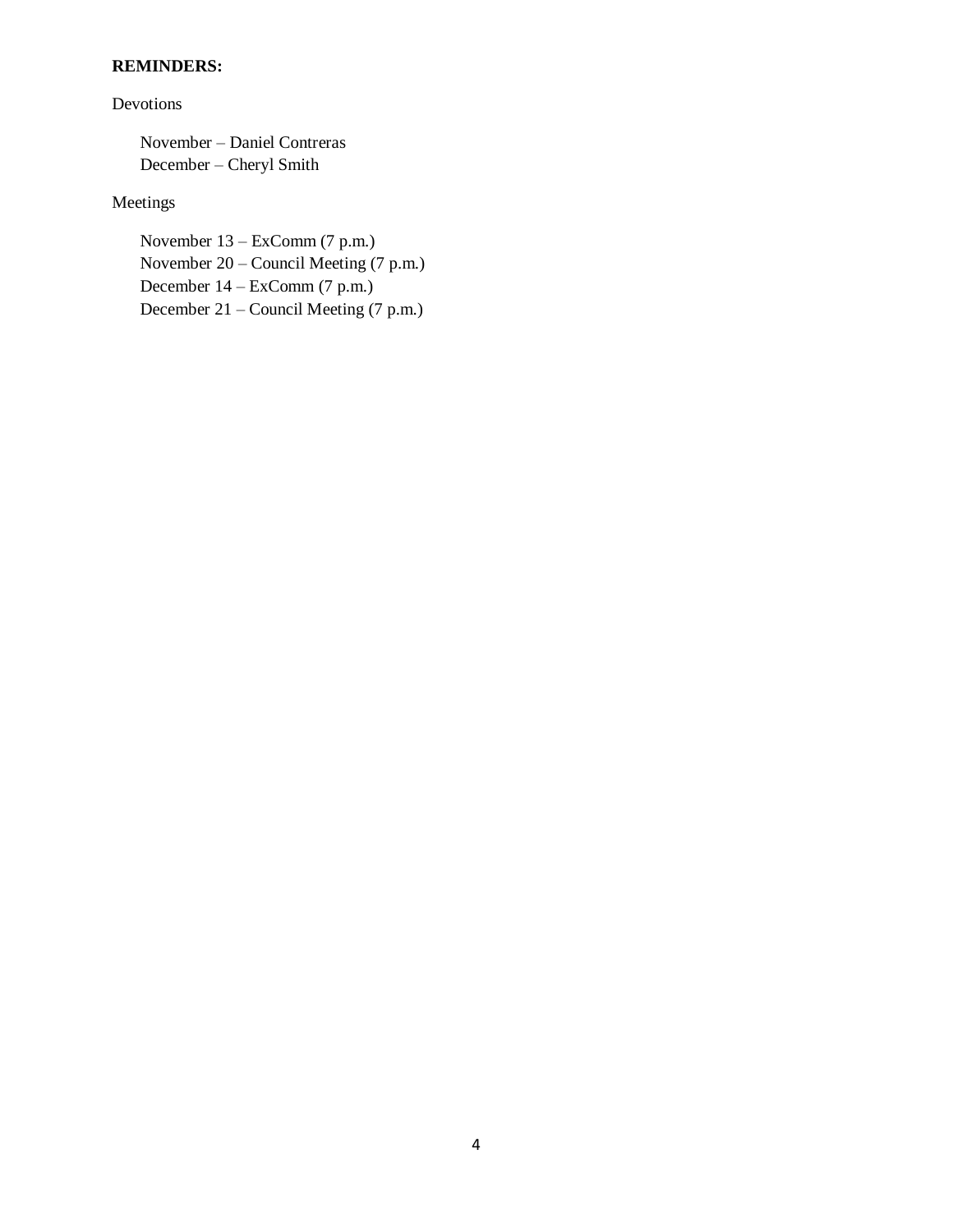**REMINDERS:**

Devotions

November – Daniel Contreras
December – Cheryl Smith

Meetings

November 13 – ExComm (7 p.m.)
November 20 – Council Meeting (7 p.m.)
December 14 – ExComm (7 p.m.)
December 21 – Council Meeting (7 p.m.)